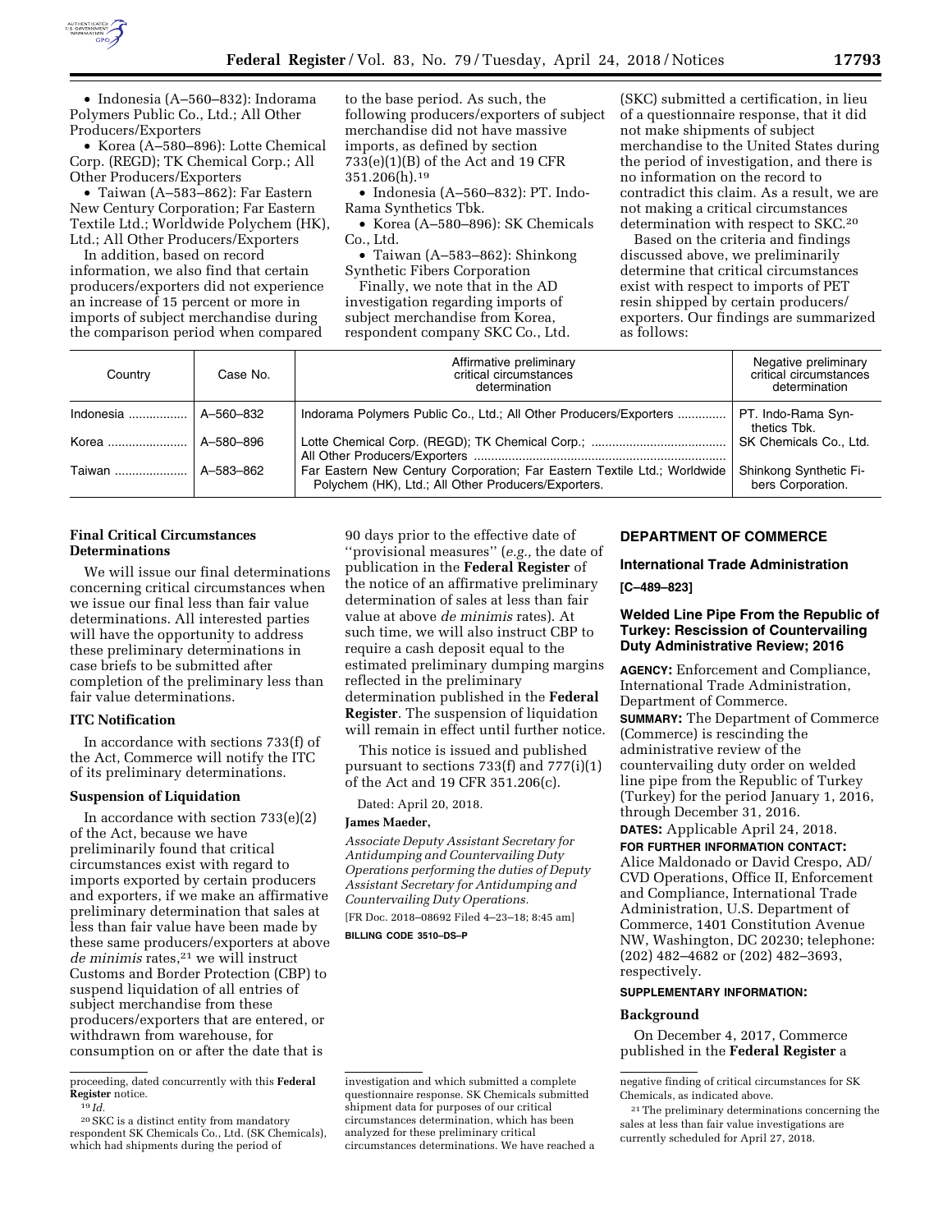- Indonesia (A–560–832): Indorama Polymers Public Co., Ltd.; All Other Producers/Exporters
- Korea (A–580–896): Lotte Chemical Corp. (REGD); TK Chemical Corp.; All Other Producers/Exporters
- Taiwan (A–583–862): Far Eastern New Century Corporation; Far Eastern Textile Ltd.; Worldwide Polychem (HK), Ltd.; All Other Producers/Exporters

In addition, based on record information, we also find that certain producers/exporters did not experience an increase of 15 percent or more in imports of subject merchandise during the comparison period when compared to the base period. As such, the following producers/exporters of subject merchandise did not have massive imports, as defined by section 733(e)(1)(B) of the Act and 19 CFR 351.206(h).[19]

- Indonesia (A–560–832): PT. Indo-Rama Synthetics Tbk.
- Korea (A–580–896): SK Chemicals Co., Ltd.
- Taiwan (A–583–862): Shinkong Synthetic Fibers Corporation

Finally, we note that in the AD investigation regarding imports of subject merchandise from Korea, respondent company SKC Co., Ltd. (SKC) submitted a certification, in lieu of a questionnaire response, that it did not make shipments of subject merchandise to the United States during the period of investigation, and there is no information on the record to contradict this claim. As a result, we are not making a critical circumstances determination with respect to SKC.[20]

Based on the criteria and findings discussed above, we preliminarily determine that critical circumstances exist with respect to imports of PET resin shipped by certain producers/exporters. Our findings are summarized as follows:

| Country | Case No. | Affirmative preliminary critical circumstances determination | Negative preliminary critical circumstances determination |
|---|---|---|---|
| Indonesia | A–560–832 | Indorama Polymers Public Co., Ltd.; All Other Producers/Exporters | PT. Indo-Rama Synthetics Tbk. |
| Korea | A–580–896 | Lotte Chemical Corp. (REGD); TK Chemical Corp.; All Other Producers/Exporters | SK Chemicals Co., Ltd. |
| Taiwan | A–583–862 | Far Eastern New Century Corporation; Far Eastern Textile Ltd.; Worldwide Polychem (HK), Ltd.; All Other Producers/Exporters. | Shinkong Synthetic Fibers Corporation. |

### Final Critical Circumstances Determinations

We will issue our final determinations concerning critical circumstances when we issue our final less than fair value determinations. All interested parties will have the opportunity to address these preliminary determinations in case briefs to be submitted after completion of the preliminary less than fair value determinations.

### ITC Notification

In accordance with sections 733(f) of the Act, Commerce will notify the ITC of its preliminary determinations.

### Suspension of Liquidation

In accordance with section 733(e)(2) of the Act, because we have preliminarily found that critical circumstances exist with regard to imports exported by certain producers and exporters, if we make an affirmative preliminary determination that sales at less than fair value have been made by these same producers/exporters at above *de minimis* rates,[21] we will instruct Customs and Border Protection (CBP) to suspend liquidation of all entries of subject merchandise from these producers/exporters that are entered, or withdrawn from warehouse, for consumption on or after the date that is 90 days prior to the effective date of ''provisional measures'' (*e.g.,* the date of publication in the **Federal Register** of the notice of an affirmative preliminary determination of sales at less than fair value at above *de minimis* rates). At such time, we will also instruct CBP to require a cash deposit equal to the estimated preliminary dumping margins reflected in the preliminary determination published in the **Federal Register**. The suspension of liquidation will remain in effect until further notice.

This notice is issued and published pursuant to sections 733(f) and 777(i)(1) of the Act and 19 CFR 351.206(c).

Dated: April 20, 2018.

**James Maeder,**

*Associate Deputy Assistant Secretary for Antidumping and Countervailing Duty Operations performing the duties of Deputy Assistant Secretary for Antidumping and Countervailing Duty Operations.*

[FR Doc. 2018–08692 Filed 4–23–18; 8:45 am]

**BILLING CODE 3510–DS–P**

---

proceeding, dated concurrently with this **Federal Register** notice.

[19] *Id.*

[20] SKC is a distinct entity from mandatory respondent SK Chemicals Co., Ltd. (SK Chemicals), which had shipments during the period of investigation and which submitted a complete questionnaire response. SK Chemicals submitted shipment data for purposes of our critical circumstances determination, which has been analyzed for these preliminary critical circumstances determinations. We have reached a negative finding of critical circumstances for SK Chemicals, as indicated above.

[21] The preliminary determinations concerning the sales at less than fair value investigations are currently scheduled for April 27, 2018.

---

## DEPARTMENT OF COMMERCE

### International Trade Administration

**[C–489–823]**

### Welded Line Pipe From the Republic of Turkey: Rescission of Countervailing Duty Administrative Review; 2016

**AGENCY:** Enforcement and Compliance, International Trade Administration, Department of Commerce.

**SUMMARY:** The Department of Commerce (Commerce) is rescinding the administrative review of the countervailing duty order on welded line pipe from the Republic of Turkey (Turkey) for the period January 1, 2016, through December 31, 2016.

**DATES:** Applicable April 24, 2018.

**FOR FURTHER INFORMATION CONTACT:** Alice Maldonado or David Crespo, AD/CVD Operations, Office II, Enforcement and Compliance, International Trade Administration, U.S. Department of Commerce, 1401 Constitution Avenue NW, Washington, DC 20230; telephone: (202) 482–4682 or (202) 482–3693, respectively.

**SUPPLEMENTARY INFORMATION:**

### Background

On December 4, 2017, Commerce published in the **Federal Register** a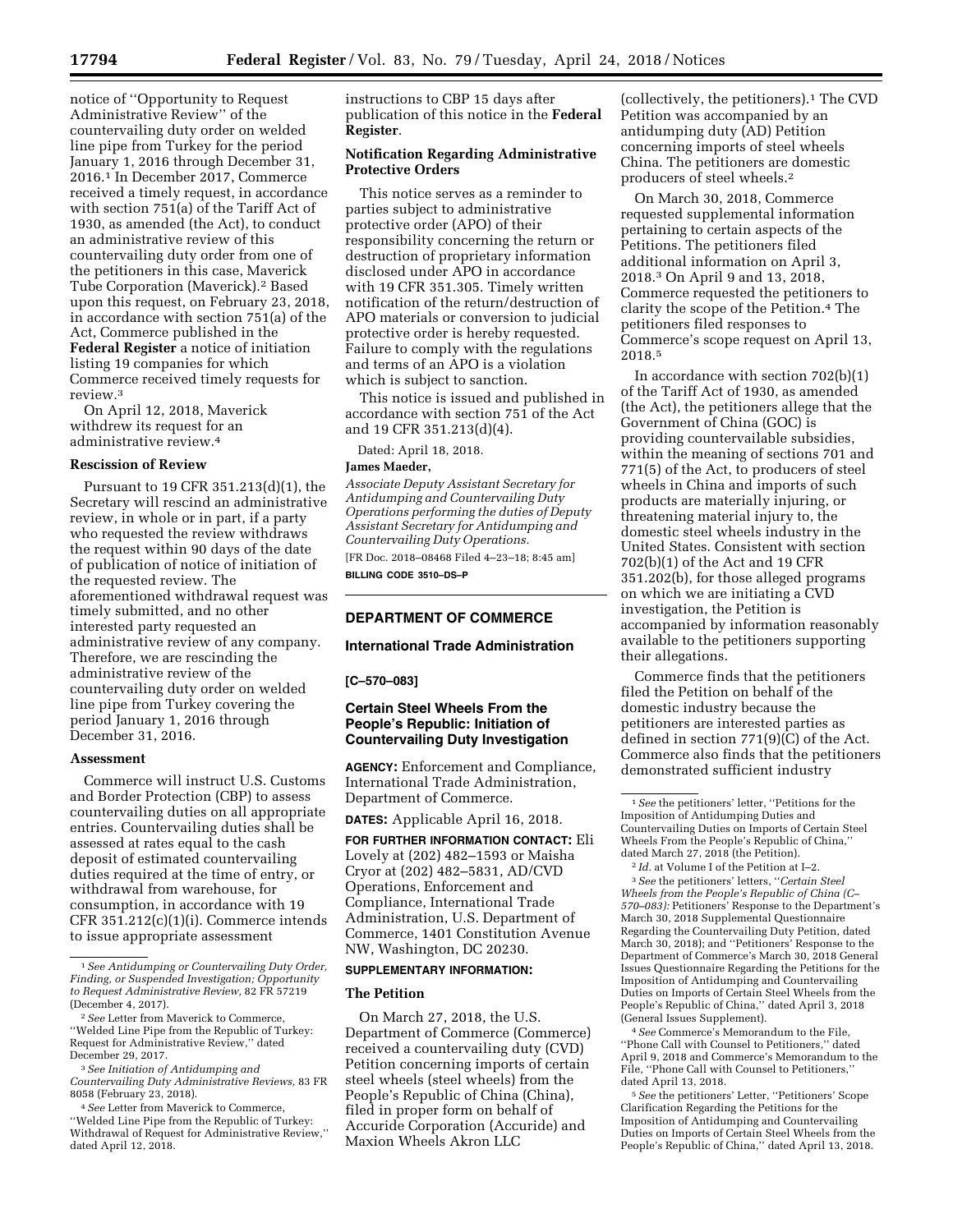notice of ''Opportunity to Request Administrative Review'' of the countervailing duty order on welded line pipe from Turkey for the period January 1, 2016 through December 31, 2016.[1] In December 2017, Commerce received a timely request, in accordance with section 751(a) of the Tariff Act of 1930, as amended (the Act), to conduct an administrative review of this countervailing duty order from one of the petitioners in this case, Maverick Tube Corporation (Maverick).[2] Based upon this request, on February 23, 2018, in accordance with section 751(a) of the Act, Commerce published in the **Federal Register** a notice of initiation listing 19 companies for which Commerce received timely requests for review.[3]

On April 12, 2018, Maverick withdrew its request for an administrative review.[4]

### Rescission of Review

Pursuant to 19 CFR 351.213(d)(1), the Secretary will rescind an administrative review, in whole or in part, if a party who requested the review withdraws the request within 90 days of the date of publication of notice of initiation of the requested review. The aforementioned withdrawal request was timely submitted, and no other interested party requested an administrative review of any company. Therefore, we are rescinding the administrative review of the countervailing duty order on welded line pipe from Turkey covering the period January 1, 2016 through December 31, 2016.

### Assessment

Commerce will instruct U.S. Customs and Border Protection (CBP) to assess countervailing duties on all appropriate entries. Countervailing duties shall be assessed at rates equal to the cash deposit of estimated countervailing duties required at the time of entry, or withdrawal from warehouse, for consumption, in accordance with 19 CFR 351.212(c)(1)(i). Commerce intends to issue appropriate assessment instructions to CBP 15 days after publication of this notice in the **Federal Register**.

### Notification Regarding Administrative Protective Orders

This notice serves as a reminder to parties subject to administrative protective order (APO) of their responsibility concerning the return or destruction of proprietary information disclosed under APO in accordance with 19 CFR 351.305. Timely written notification of the return/destruction of APO materials or conversion to judicial protective order is hereby requested. Failure to comply with the regulations and terms of an APO is a violation which is subject to sanction.

This notice is issued and published in accordance with section 751 of the Act and 19 CFR 351.213(d)(4).

Dated: April 18, 2018.

**James Maeder,**

*Associate Deputy Assistant Secretary for Antidumping and Countervailing Duty Operations performing the duties of Deputy Assistant Secretary for Antidumping and Countervailing Duty Operations.*

[FR Doc. 2018–08468 Filed 4–23–18; 8:45 am]

**BILLING CODE 3510–DS–P**

---

[1] *See Antidumping or Countervailing Duty Order, Finding, or Suspended Investigation; Opportunity to Request Administrative Review,* 82 FR 57219 (December 4, 2017).

[2] *See* Letter from Maverick to Commerce, ''Welded Line Pipe from the Republic of Turkey: Request for Administrative Review,'' dated December 29, 2017.

[3] *See Initiation of Antidumping and Countervailing Duty Administrative Reviews,* 83 FR 8058 (February 23, 2018).

[4] *See* Letter from Maverick to Commerce, ''Welded Line Pipe from the Republic of Turkey: Withdrawal of Request for Administrative Review,'' dated April 12, 2018.

---

## DEPARTMENT OF COMMERCE

## International Trade Administration

**[C–570–083]**

## Certain Steel Wheels From the People's Republic: Initiation of Countervailing Duty Investigation

**AGENCY:** Enforcement and Compliance, International Trade Administration, Department of Commerce.

**DATES:** Applicable April 16, 2018.

**FOR FURTHER INFORMATION CONTACT:** Eli Lovely at (202) 482–1593 or Maisha Cryor at (202) 482–5831, AD/CVD Operations, Enforcement and Compliance, International Trade Administration, U.S. Department of Commerce, 1401 Constitution Avenue NW, Washington, DC 20230.

**SUPPLEMENTARY INFORMATION:**

### The Petition

On March 27, 2018, the U.S. Department of Commerce (Commerce) received a countervailing duty (CVD) Petition concerning imports of certain steel wheels (steel wheels) from the People's Republic of China (China), filed in proper form on behalf of Accuride Corporation (Accuride) and Maxion Wheels Akron LLC (collectively, the petitioners).[1] The CVD Petition was accompanied by an antidumping duty (AD) Petition concerning imports of steel wheels China. The petitioners are domestic producers of steel wheels.[2]

On March 30, 2018, Commerce requested supplemental information pertaining to certain aspects of the Petitions. The petitioners filed additional information on April 3, 2018.[3] On April 9 and 13, 2018, Commerce requested the petitioners to clarity the scope of the Petition.[4] The petitioners filed responses to Commerce's scope request on April 13, 2018.[5]

In accordance with section 702(b)(1) of the Tariff Act of 1930, as amended (the Act), the petitioners allege that the Government of China (GOC) is providing countervailable subsidies, within the meaning of sections 701 and 771(5) of the Act, to producers of steel wheels in China and imports of such products are materially injuring, or threatening material injury to, the domestic steel wheels industry in the United States. Consistent with section 702(b)(1) of the Act and 19 CFR 351.202(b), for those alleged programs on which we are initiating a CVD investigation, the Petition is accompanied by information reasonably available to the petitioners supporting their allegations.

Commerce finds that the petitioners filed the Petition on behalf of the domestic industry because the petitioners are interested parties as defined in section 771(9)(C) of the Act. Commerce also finds that the petitioners demonstrated sufficient industry

---

[1] *See* the petitioners' letter, ''Petitions for the Imposition of Antidumping Duties and Countervailing Duties on Imports of Certain Steel Wheels From the People's Republic of China,'' dated March 27, 2018 (the Petition).

[2] *Id.* at Volume I of the Petition at I–2.

[3] *See* the petitioners' letters, ''*Certain Steel Wheels from the People's Republic of China (C–570–083):* Petitioners' Response to the Department's March 30, 2018 Supplemental Questionnaire Regarding the Countervailing Duty Petition, dated March 30, 2018); and ''Petitioners' Response to the Department of Commerce's March 30, 2018 General Issues Questionnaire Regarding the Petitions for the Imposition of Antidumping and Countervailing Duties on Imports of Certain Steel Wheels from the People's Republic of China,'' dated April 3, 2018 (General Issues Supplement).

[4] *See* Commerce's Memorandum to the File, ''Phone Call with Counsel to Petitioners,'' dated April 9, 2018 and Commerce's Memorandum to the File, ''Phone Call with Counsel to Petitioners,'' dated April 13, 2018.

[5] *See* the petitioners' Letter, ''Petitioners' Scope Clarification Regarding the Petitions for the Imposition of Antidumping and Countervailing Duties on Imports of Certain Steel Wheels from the People's Republic of China,'' dated April 13, 2018.